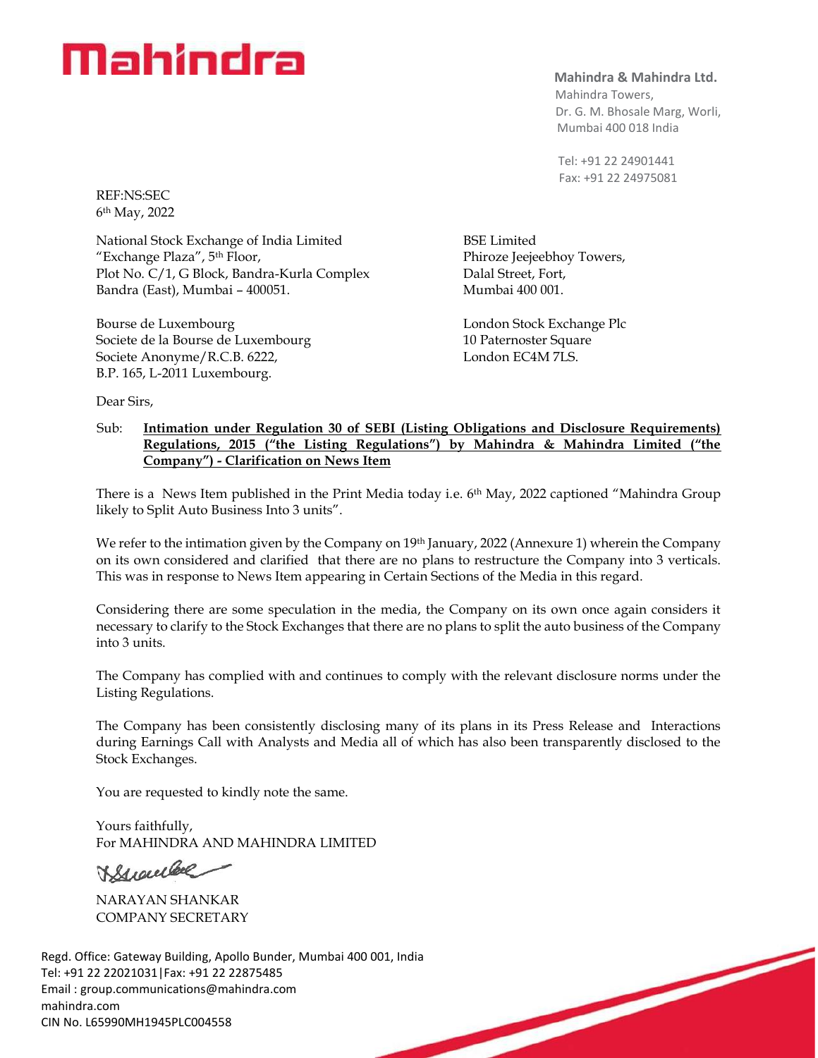**Mahindra**

**Mahindra & Mahindra Ltd.**
Mahindra Towers,
Dr. G. M. Bhosale Marg, Worli,
Mumbai 400 018 India

Tel: +91 22 24901441
Fax: +91 22 24975081

REF:NS:SEC
6th May, 2022

National Stock Exchange of India Limited
"Exchange Plaza", 5th Floor,
Plot No. C/1, G Block, Bandra-Kurla Complex
Bandra (East), Mumbai – 400051.

BSE Limited
Phiroze Jeejeebhoy Towers,
Dalal Street, Fort,
Mumbai 400 001.

Bourse de Luxembourg
Societe de la Bourse de Luxembourg
Societe Anonyme/R.C.B. 6222,
B.P. 165, L-2011 Luxembourg.

London Stock Exchange Plc
10 Paternoster Square
London EC4M 7LS.

Dear Sirs,

Sub: **Intimation under Regulation 30 of SEBI (Listing Obligations and Disclosure Requirements) Regulations, 2015 ("the Listing Regulations") by Mahindra & Mahindra Limited ("the Company") - Clarification on News Item**

There is a News Item published in the Print Media today i.e. 6th May, 2022 captioned "Mahindra Group likely to Split Auto Business Into 3 units".

We refer to the intimation given by the Company on 19th January, 2022 (Annexure 1) wherein the Company on its own considered and clarified that there are no plans to restructure the Company into 3 verticals. This was in response to News Item appearing in Certain Sections of the Media in this regard.

Considering there are some speculation in the media, the Company on its own once again considers it necessary to clarify to the Stock Exchanges that there are no plans to split the auto business of the Company into 3 units.

The Company has complied with and continues to comply with the relevant disclosure norms under the Listing Regulations.

The Company has been consistently disclosing many of its plans in its Press Release and Interactions during Earnings Call with Analysts and Media all of which has also been transparently disclosed to the Stock Exchanges.

You are requested to kindly note the same.

Yours faithfully,
For MAHINDRA AND MAHINDRA LIMITED

NARAYAN SHANKAR
COMPANY SECRETARY

Regd. Office: Gateway Building, Apollo Bunder, Mumbai 400 001, India
Tel: +91 22 22021031|Fax: +91 22 22875485
Email : group.communications@mahindra.com
mahindra.com
CIN No. L65990MH1945PLC004558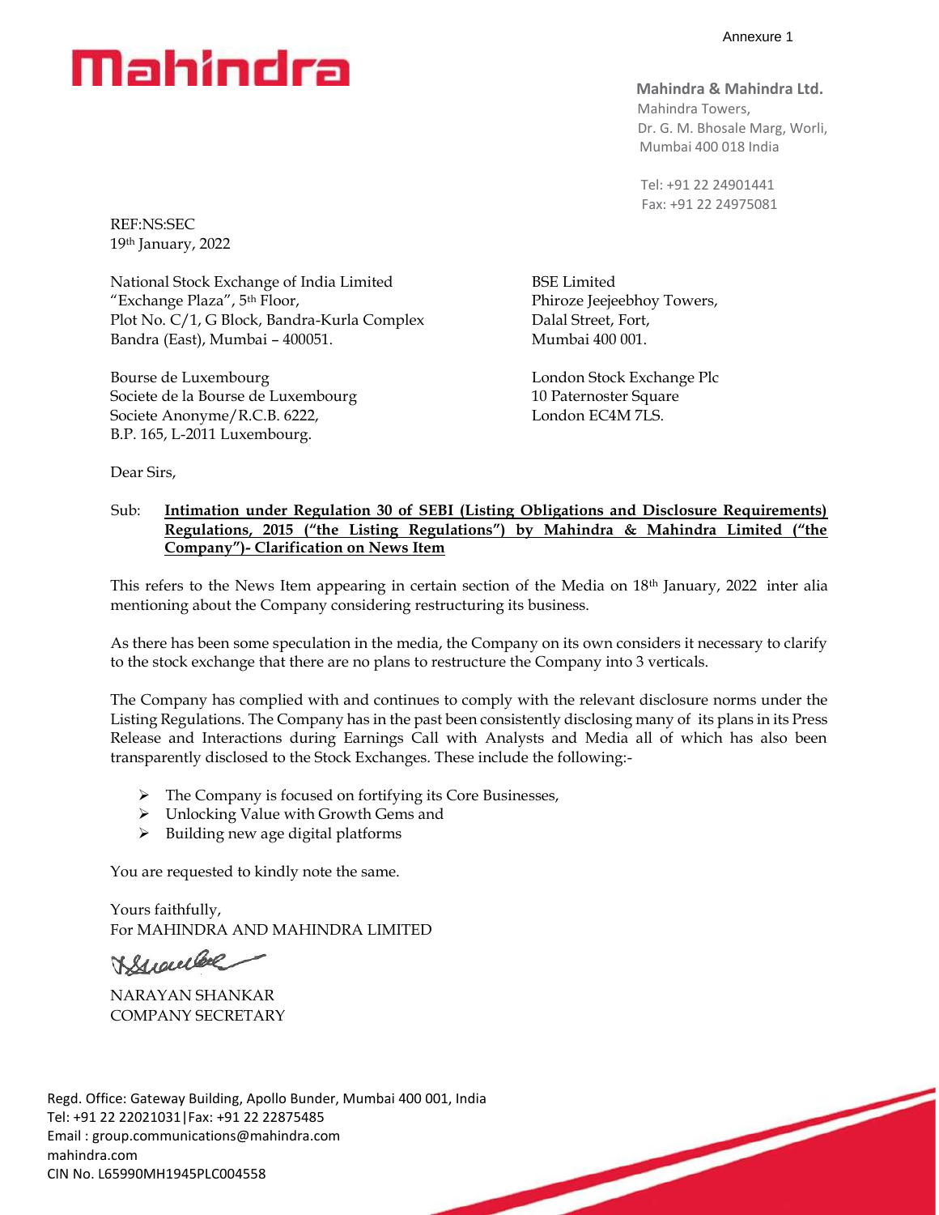Annexure 1

**Mahindra**

**Mahindra & Mahindra Ltd.**
Mahindra Towers,
Dr. G. M. Bhosale Marg, Worli,
Mumbai 400 018 India

Tel: +91 22 24901441
Fax: +91 22 24975081

REF:NS:SEC
19th January, 2022

National Stock Exchange of India Limited
"Exchange Plaza", 5th Floor,
Plot No. C/1, G Block, Bandra-Kurla Complex
Bandra (East), Mumbai – 400051.

BSE Limited
Phiroze Jeejeebhoy Towers,
Dalal Street, Fort,
Mumbai 400 001.

Bourse de Luxembourg
Societe de la Bourse de Luxembourg
Societe Anonyme/R.C.B. 6222,
B.P. 165, L-2011 Luxembourg.

London Stock Exchange Plc
10 Paternoster Square
London EC4M 7LS.

Dear Sirs,

Sub: **Intimation under Regulation 30 of SEBI (Listing Obligations and Disclosure Requirements) Regulations, 2015 ("the Listing Regulations") by Mahindra & Mahindra Limited ("the Company")- Clarification on News Item**

This refers to the News Item appearing in certain section of the Media on 18th January, 2022 inter alia mentioning about the Company considering restructuring its business.

As there has been some speculation in the media, the Company on its own considers it necessary to clarify to the stock exchange that there are no plans to restructure the Company into 3 verticals.

The Company has complied with and continues to comply with the relevant disclosure norms under the Listing Regulations. The Company has in the past been consistently disclosing many of its plans in its Press Release and Interactions during Earnings Call with Analysts and Media all of which has also been transparently disclosed to the Stock Exchanges. These include the following:-

- The Company is focused on fortifying its Core Businesses,
- Unlocking Value with Growth Gems and
- Building new age digital platforms

You are requested to kindly note the same.

Yours faithfully,
For MAHINDRA AND MAHINDRA LIMITED

NARAYAN SHANKAR
COMPANY SECRETARY

Regd. Office: Gateway Building, Apollo Bunder, Mumbai 400 001, India
Tel: +91 22 22021031|Fax: +91 22 22875485
Email : group.communications@mahindra.com
mahindra.com
CIN No. L65990MH1945PLC004558